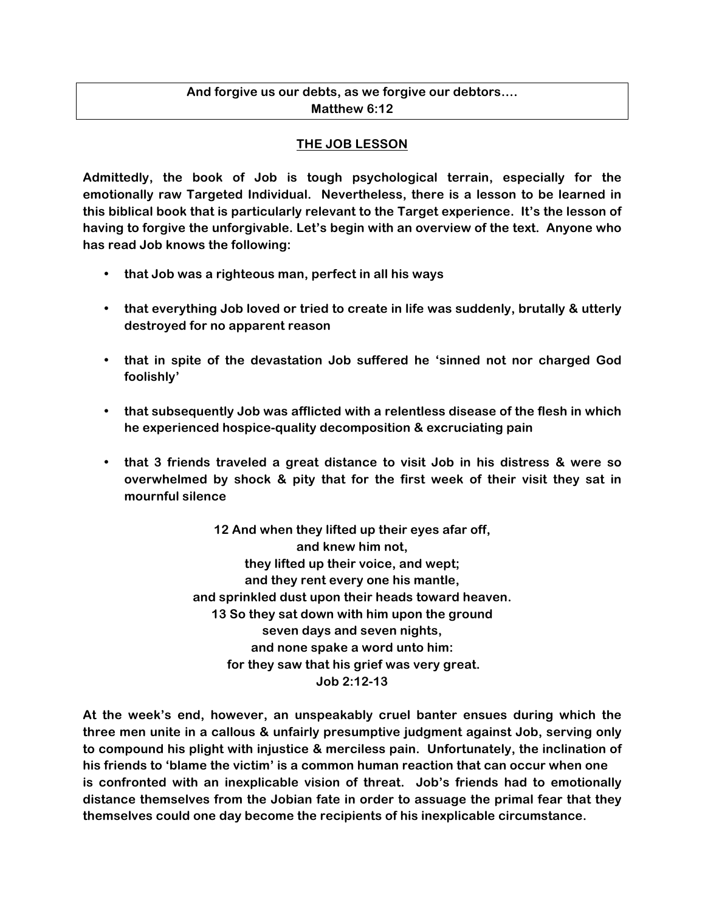**And forgive us our debts, as we forgive our debtors….**
**Matthew 6:12**

## THE JOB LESSON

**Admittedly, the book of Job is tough psychological terrain, especially for the emotionally raw Targeted Individual. Nevertheless, there is a lesson to be learned in this biblical book that is particularly relevant to the Target experience. It's the lesson of having to forgive the unforgivable. Let's begin with an overview of the text. Anyone who has read Job knows the following:**

- **that Job was a righteous man, perfect in all his ways**
- **that everything Job loved or tried to create in life was suddenly, brutally & utterly destroyed for no apparent reason**
- **that in spite of the devastation Job suffered he 'sinned not nor charged God foolishly'**
- **that subsequently Job was afflicted with a relentless disease of the flesh in which he experienced hospice-quality decomposition & excruciating pain**
- **that 3 friends traveled a great distance to visit Job in his distress & were so overwhelmed by shock & pity that for the first week of their visit they sat in mournful silence**

**12 And when they lifted up their eyes afar off,**
**and knew him not,**
**they lifted up their voice, and wept;**
**and they rent every one his mantle,**
**and sprinkled dust upon their heads toward heaven.**
**13 So they sat down with him upon the ground**
**seven days and seven nights,**
**and none spake a word unto him:**
**for they saw that his grief was very great.**
**Job 2:12-13**

**At the week's end, however, an unspeakably cruel banter ensues during which the three men unite in a callous & unfairly presumptive judgment against Job, serving only to compound his plight with injustice & merciless pain. Unfortunately, the inclination of his friends to 'blame the victim' is a common human reaction that can occur when one is confronted with an inexplicable vision of threat. Job's friends had to emotionally distance themselves from the Jobian fate in order to assuage the primal fear that they themselves could one day become the recipients of his inexplicable circumstance.**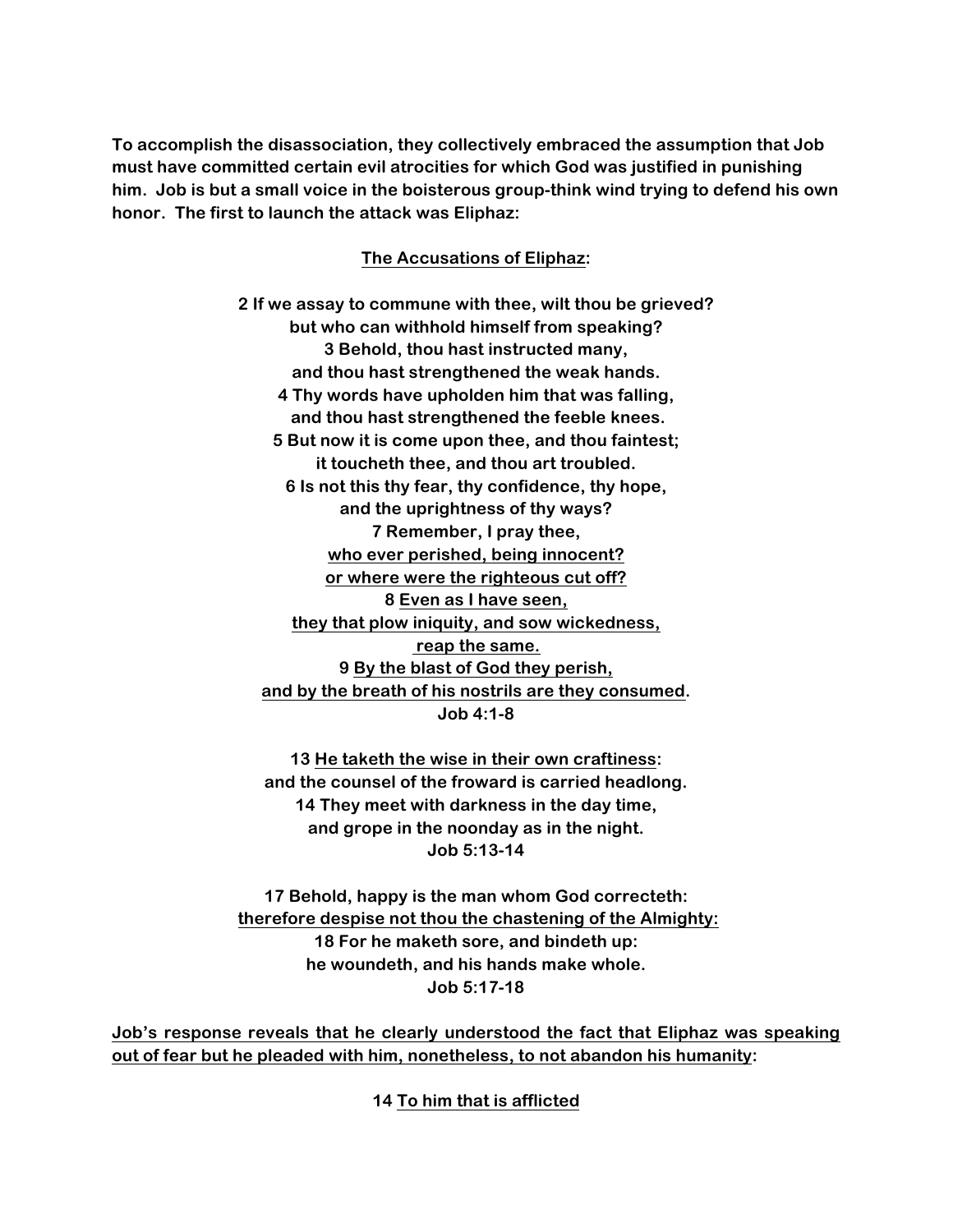**To accomplish the disassociation, they collectively embraced the assumption that Job must have committed certain evil atrocities for which God was justified in punishing him. Job is but a small voice in the boisterous group-think wind trying to defend his own honor. The first to launch the attack was Eliphaz:**

<u>**The Accusations of Eliphaz**</u>**:**

**2 If we assay to commune with thee, wilt thou be grieved?**
**but who can withhold himself from speaking?**
**3 Behold, thou hast instructed many,**
**and thou hast strengthened the weak hands.**
**4 Thy words have upholden him that was falling,**
**and thou hast strengthened the feeble knees.**
**5 But now it is come upon thee, and thou faintest;**
**it toucheth thee, and thou art troubled.**
**6 Is not this thy fear, thy confidence, thy hope,**
**and the uprightness of thy ways?**
**7 Remember, I pray thee,**
<u>**who ever perished, being innocent?**</u>
<u>**or where were the righteous cut off?**</u>
**8** <u>**Even as I have seen,**</u>
<u>**they that plow iniquity, and sow wickedness,**</u>
<u>**reap the same.**</u>
**9** <u>**By the blast of God they perish,**</u>
<u>**and by the breath of his nostrils are they consumed**</u>**.**
**Job 4:1-8**

**13** <u>**He taketh the wise in their own craftiness**</u>**:**
**and the counsel of the froward is carried headlong.**
**14 They meet with darkness in the day time,**
**and grope in the noonday as in the night.**
**Job 5:13-14**

**17 Behold, happy is the man whom God correcteth:**
<u>**therefore despise not thou the chastening of the Almighty:**</u>
**18 For he maketh sore, and bindeth up:**
**he woundeth, and his hands make whole.**
**Job 5:17-18**

<u>**Job's response reveals that he clearly understood the fact that Eliphaz was speaking out of fear but he pleaded with him, nonetheless, to not abandon his humanity**</u>**:**

**14** <u>**To him that is afflicted**</u>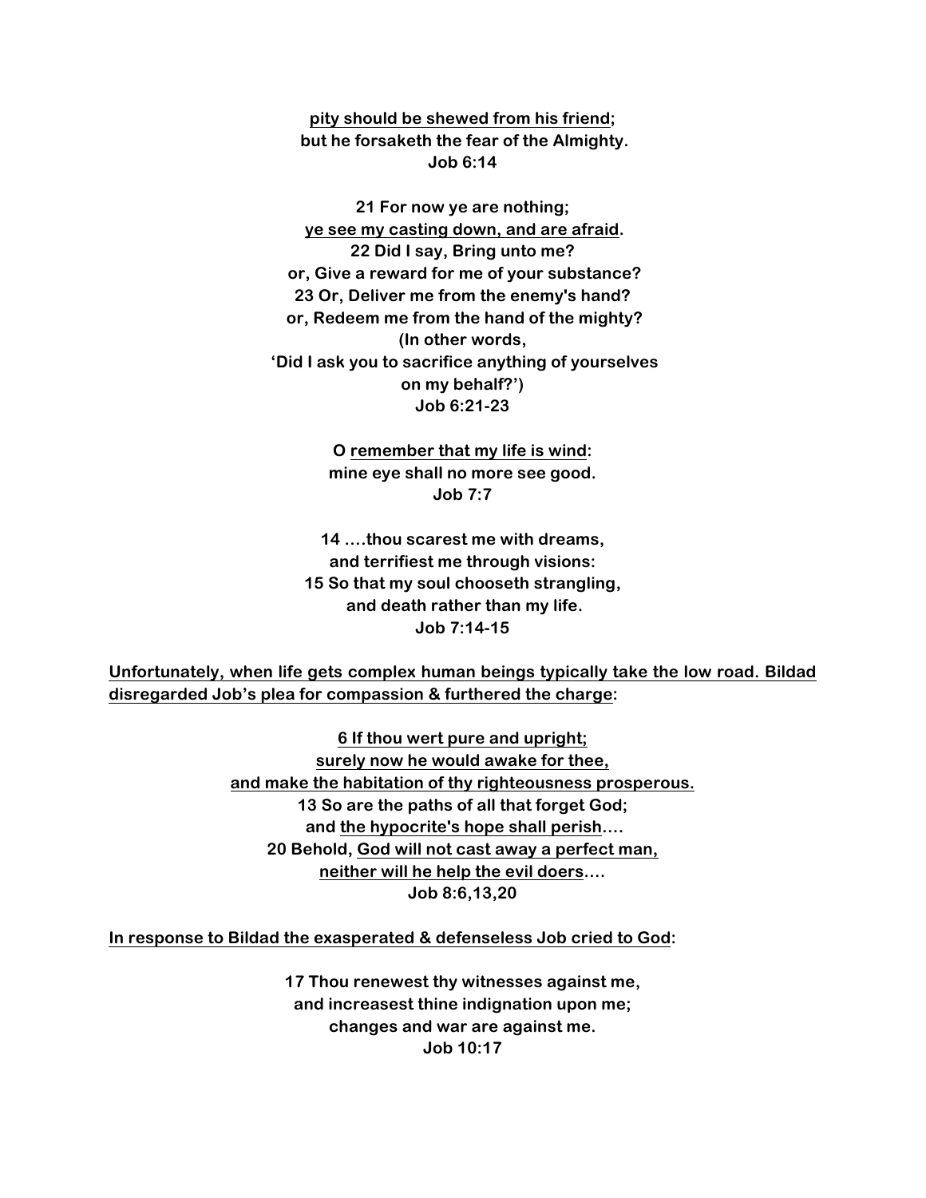**<u>pity should be shewed from his friend</u>;**
**but he forsaketh the fear of the Almighty.**
**Job 6:14**

**21 For now ye are nothing;**
**<u>ye see my casting down, and are afraid</u>.**
**22 Did I say, Bring unto me?**
**or, Give a reward for me of your substance?**
**23 Or, Deliver me from the enemy's hand?**
**or, Redeem me from the hand of the mighty?**
**(In other words,**
**'Did I ask you to sacrifice anything of yourselves**
**on my behalf?')**
**Job 6:21-23**

**O <u>remember that my life is wind</u>:**
**mine eye shall no more see good.**
**Job 7:7**

**14 ….thou scarest me with dreams,**
**and terrifiest me through visions:**
**15 So that my soul chooseth strangling,**
**and death rather than my life.**
**Job 7:14-15**

**<u>Unfortunately, when life gets complex human beings typically take the low road. Bildad disregarded Job's plea for compassion & furthered the charge</u>:**

**<u>6 If thou wert pure and upright;</u>**
**<u>surely now he would awake for thee,</u>**
**<u>and make the habitation of thy righteousness prosperous.</u>**
**13 So are the paths of all that forget God;**
**and <u>the hypocrite's hope shall perish</u>….**
**20 Behold, <u>God will not cast away a perfect man,</u>**
**<u>neither will he help the evil doers</u>….**
**Job 8:6,13,20**

**<u>In response to Bildad the exasperated & defenseless Job cried to God</u>:**

**17 Thou renewest thy witnesses against me,**
**and increasest thine indignation upon me;**
**changes and war are against me.**
**Job 10:17**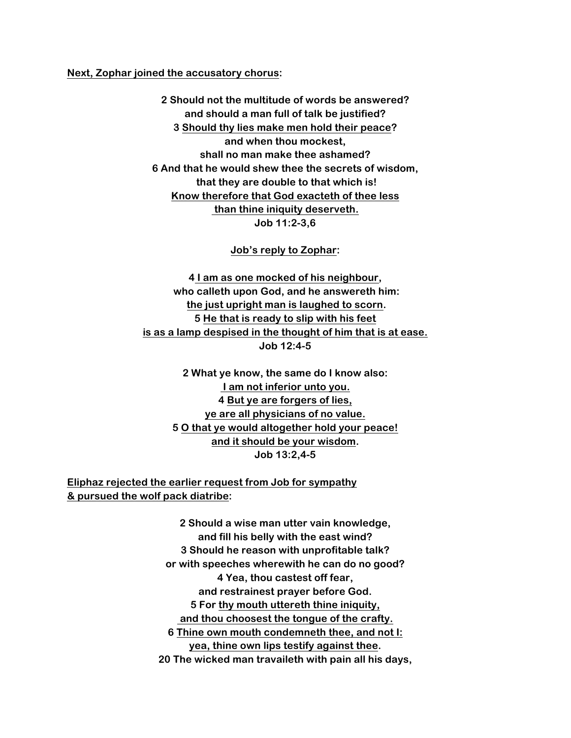**<u>Next, Zophar joined the accusatory chorus</u>:**

**2 Should not the multitude of words be answered?**
**and should a man full of talk be justified?**
**3 <u>Should thy lies make men hold their peace</u>?**
**and when thou mockest,**
**shall no man make thee ashamed?**
**6 And that he would shew thee the secrets of wisdom,**
**that they are double to that which is!**
**<u>Know therefore that God exacteth of thee less</u>**
**<u>than thine iniquity deserveth.</u>**
**Job 11:2-3,6**

**<u>Job's reply to Zophar</u>:**

**4 <u>I am as one mocked of his neighbour</u>,**
**who calleth upon God, and he answereth him:**
**<u>the just upright man is laughed to scorn</u>.**
**5 <u>He that is ready to slip with his feet</u>**
**<u>is as a lamp despised in the thought of him that is at ease.</u>**
**Job 12:4-5**

**2 What ye know, the same do I know also:**
**<u>I am not inferior unto you.</u>**
**4 <u>But ye are forgers of lies,</u>**
**<u>ye are all physicians of no value.</u>**
**5 <u>O that ye would altogether hold your peace!</u>**
**<u>and it should be your wisdom</u>.**
**Job 13:2,4-5**

**<u>Eliphaz rejected the earlier request from Job for sympathy</u>**
**<u>& pursued the wolf pack diatribe</u>:**

**2 Should a wise man utter vain knowledge,**
**and fill his belly with the east wind?**
**3 Should he reason with unprofitable talk?**
**or with speeches wherewith he can do no good?**
**4 Yea, thou castest off fear,**
**and restrainest prayer before God.**
**5 For <u>thy mouth uttereth thine iniquity,</u>**
**<u>and thou choosest the tongue of the crafty.</u>**
**6 <u>Thine own mouth condemneth thee, and not I:</u>**
**<u>yea, thine own lips testify against thee</u>.**
**20 The wicked man travaileth with pain all his days,**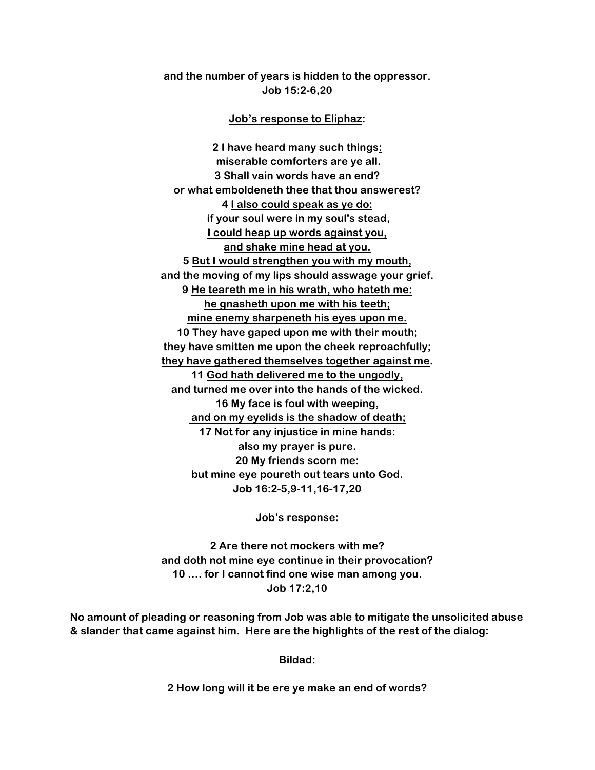**and the number of years is hidden to the oppressor.**
**Job 15:2-6,20**

**Job's response to Eliphaz:**

**2 I have heard many such things:**
**miserable comforters are ye all.**
**3 Shall vain words have an end?**
**or what emboldeneth thee that thou answerest?**
**4 I also could speak as ye do:**
**if your soul were in my soul's stead,**
**I could heap up words against you,**
**and shake mine head at you.**
**5 But I would strengthen you with my mouth,**
**and the moving of my lips should asswage your grief.**
**9 He teareth me in his wrath, who hateth me:**
**he gnasheth upon me with his teeth;**
**mine enemy sharpeneth his eyes upon me.**
**10 They have gaped upon me with their mouth;**
**they have smitten me upon the cheek reproachfully;**
**they have gathered themselves together against me.**
**11 God hath delivered me to the ungodly,**
**and turned me over into the hands of the wicked.**
**16 My face is foul with weeping,**
**and on my eyelids is the shadow of death;**
**17 Not for any injustice in mine hands:**
**also my prayer is pure.**
**20 My friends scorn me:**
**but mine eye poureth out tears unto God.**
**Job 16:2-5,9-11,16-17,20**

**Job's response:**

**2 Are there not mockers with me?**
**and doth not mine eye continue in their provocation?**
**10 .... for I cannot find one wise man among you.**
**Job 17:2,10**

**No amount of pleading or reasoning from Job was able to mitigate the unsolicited abuse & slander that came against him. Here are the highlights of the rest of the dialog:**

**Bildad:**

**2 How long will it be ere ye make an end of words?**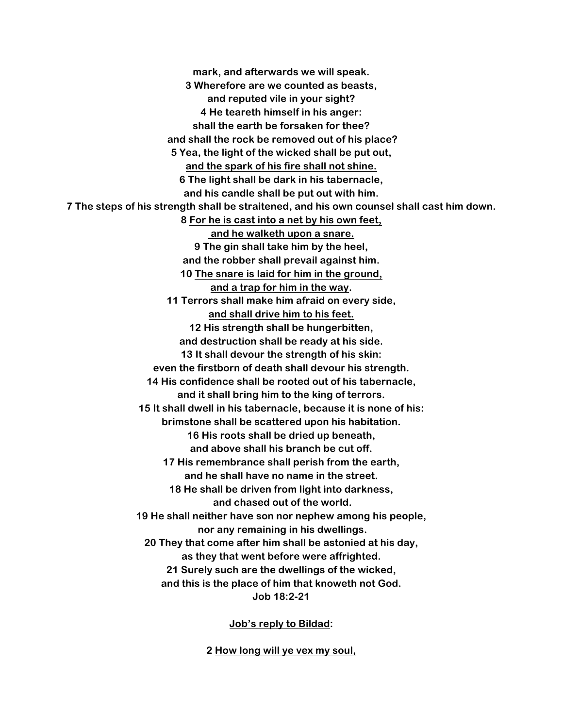**mark, and afterwards we will speak.**
**3 Wherefore are we counted as beasts,**
**and reputed vile in your sight?**
**4 He teareth himself in his anger:**
**shall the earth be forsaken for thee?**
**and shall the rock be removed out of his place?**
**5 Yea, <u>the light of the wicked shall be put out,</u>**
**<u>and the spark of his fire shall not shine.</u>**
**6 The light shall be dark in his tabernacle,**
**and his candle shall be put out with him.**
**7 The steps of his strength shall be straitened, and his own counsel shall cast him down.**
**8 <u>For he is cast into a net by his own feet,</u>**
**<u>and he walketh upon a snare.</u>**
**9 The gin shall take him by the heel,**
**and the robber shall prevail against him.**
**10 <u>The snare is laid for him in the ground,</u>**
**<u>and a trap for him in the way</u>.**
**11 <u>Terrors shall make him afraid on every side,</u>**
**<u>and shall drive him to his feet.</u>**
**12 His strength shall be hungerbitten,**
**and destruction shall be ready at his side.**
**13 It shall devour the strength of his skin:**
**even the firstborn of death shall devour his strength.**
**14 His confidence shall be rooted out of his tabernacle,**
**and it shall bring him to the king of terrors.**
**15 It shall dwell in his tabernacle, because it is none of his:**
**brimstone shall be scattered upon his habitation.**
**16 His roots shall be dried up beneath,**
**and above shall his branch be cut off.**
**17 His remembrance shall perish from the earth,**
**and he shall have no name in the street.**
**18 He shall be driven from light into darkness,**
**and chased out of the world.**
**19 He shall neither have son nor nephew among his people,**
**nor any remaining in his dwellings.**
**20 They that come after him shall be astonied at his day,**
**as they that went before were affrighted.**
**21 Surely such are the dwellings of the wicked,**
**and this is the place of him that knoweth not God.**
**Job 18:2-21**

**<u>Job's reply to Bildad</u>:**

**2 <u>How long will ye vex my soul,</u>**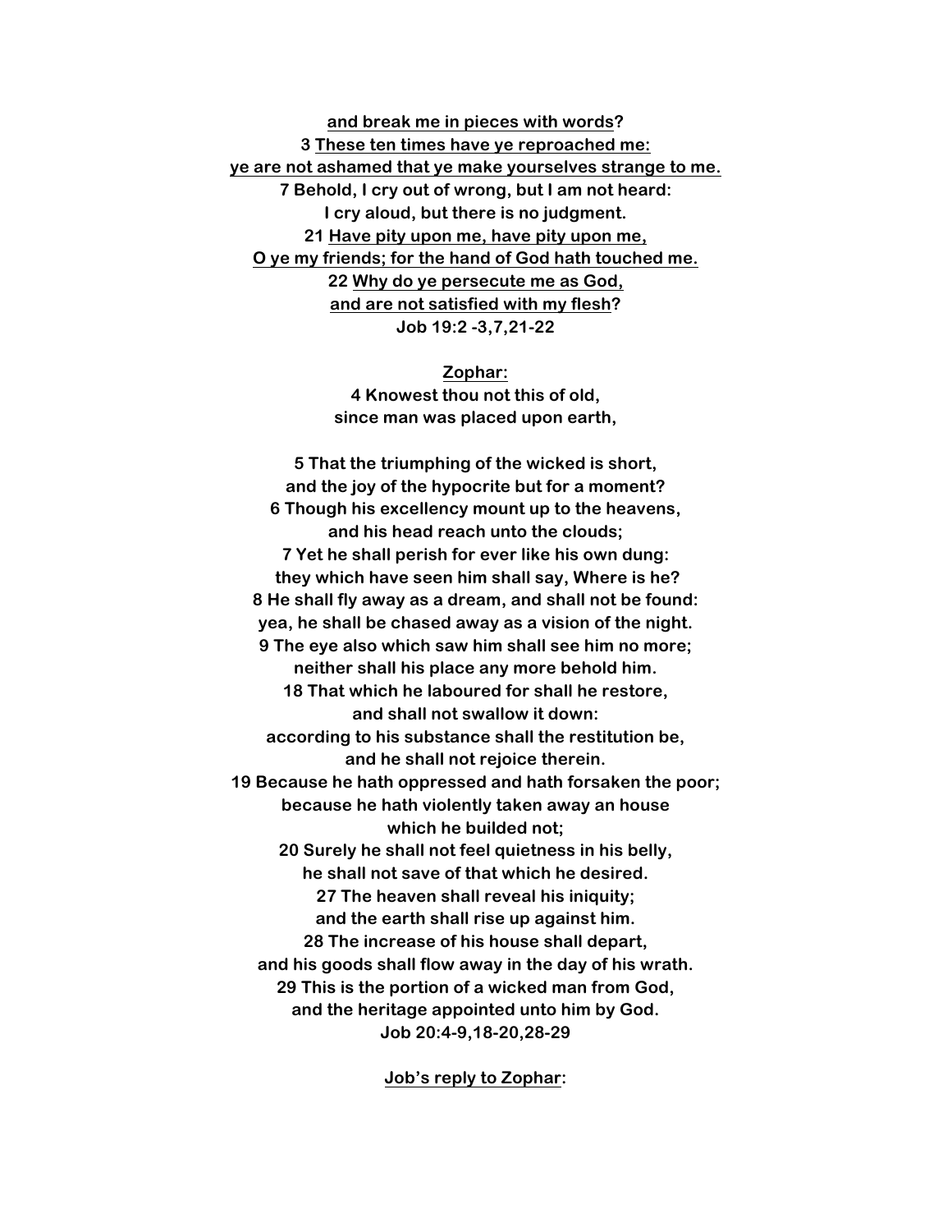<u>and break me in pieces with words</u>?
3 <u>These ten times have ye reproached me:</u>
<u>ye are not ashamed that ye make yourselves strange to me.</u>
7 Behold, I cry out of wrong, but I am not heard:
I cry aloud, but there is no judgment.
21 <u>Have pity upon me, have pity upon me,</u>
<u>O ye my friends; for the hand of God hath touched me.</u>
22 <u>Why do ye persecute me as God,</u>
<u>and are not satisfied with my flesh</u>?
Job 19:2 -3,7,21-22

<u>Zophar:</u>
4 Knowest thou not this of old,
since man was placed upon earth,

5 That the triumphing of the wicked is short,
and the joy of the hypocrite but for a moment?
6 Though his excellency mount up to the heavens,
and his head reach unto the clouds;
7 Yet he shall perish for ever like his own dung:
they which have seen him shall say, Where is he?
8 He shall fly away as a dream, and shall not be found:
yea, he shall be chased away as a vision of the night.
9 The eye also which saw him shall see him no more;
neither shall his place any more behold him.
18 That which he laboured for shall he restore,
and shall not swallow it down:
according to his substance shall the restitution be,
and he shall not rejoice therein.
19 Because he hath oppressed and hath forsaken the poor;
because he hath violently taken away an house
which he builded not;
20 Surely he shall not feel quietness in his belly,
he shall not save of that which he desired.
27 The heaven shall reveal his iniquity;
and the earth shall rise up against him.
28 The increase of his house shall depart,
and his goods shall flow away in the day of his wrath.
29 This is the portion of a wicked man from God,
and the heritage appointed unto him by God.
Job 20:4-9,18-20,28-29

<u>Job's reply to Zophar</u>: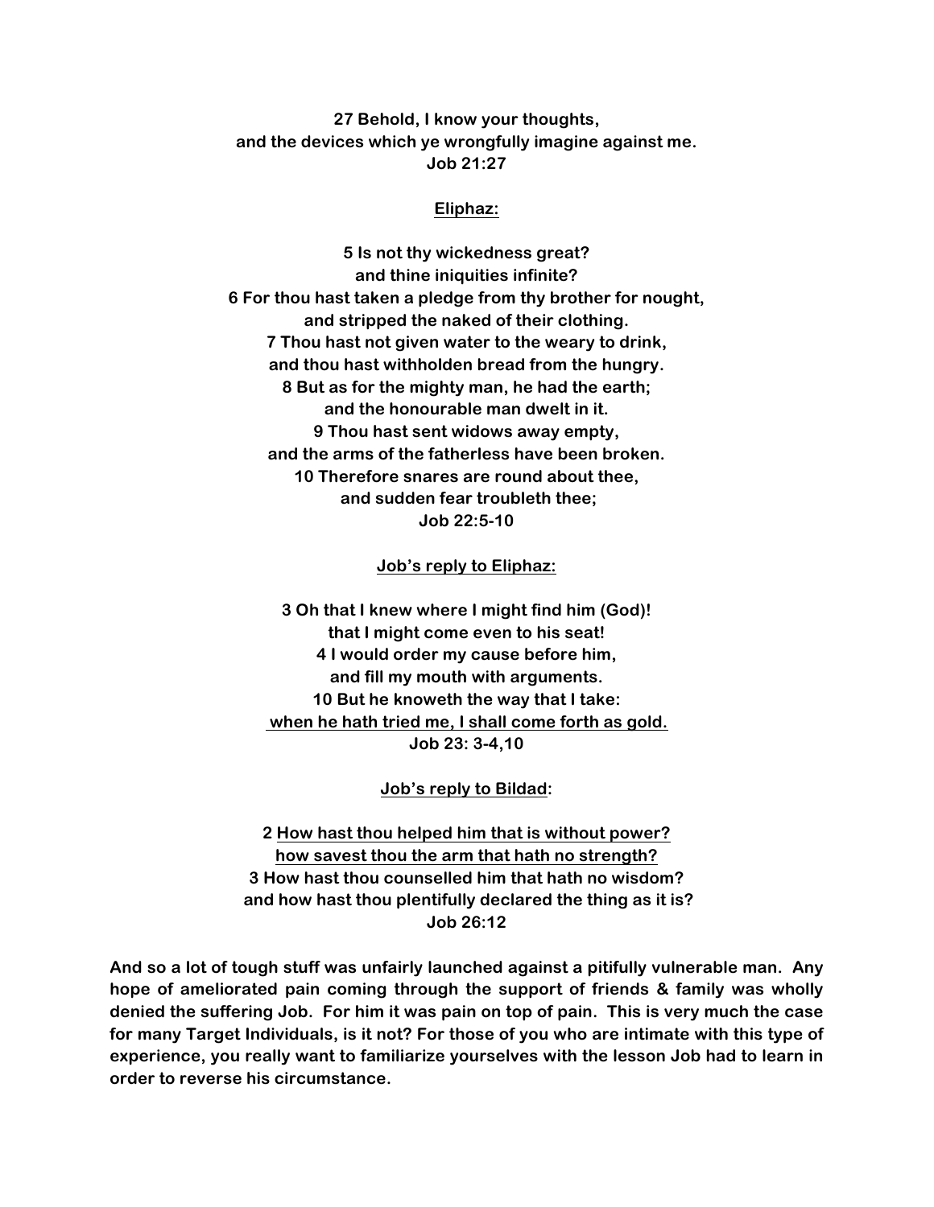**27 Behold, I know your thoughts,**
**and the devices which ye wrongfully imagine against me.**
**Job 21:27**

**<u>Eliphaz:</u>**

**5 Is not thy wickedness great?**
**and thine iniquities infinite?**
**6 For thou hast taken a pledge from thy brother for nought,**
**and stripped the naked of their clothing.**
**7 Thou hast not given water to the weary to drink,**
**and thou hast withholden bread from the hungry.**
**8 But as for the mighty man, he had the earth;**
**and the honourable man dwelt in it.**
**9 Thou hast sent widows away empty,**
**and the arms of the fatherless have been broken.**
**10 Therefore snares are round about thee,**
**and sudden fear troubleth thee;**
**Job 22:5-10**

**<u>Job's reply to Eliphaz:</u>**

**3 Oh that I knew where I might find him (God)!**
**that I might come even to his seat!**
**4 I would order my cause before him,**
**and fill my mouth with arguments.**
**10 But he knoweth the way that I take:**
**<u>when he hath tried me, I shall come forth as gold.</u>**
**Job 23: 3-4,10**

**<u>Job's reply to Bildad</u>:**

**2 <u>How hast thou helped him that is without power?</u>**
**<u>how savest thou the arm that hath no strength?</u>**
**3 How hast thou counselled him that hath no wisdom?**
**and how hast thou plentifully declared the thing as it is?**
**Job 26:12**

**And so a lot of tough stuff was unfairly launched against a pitifully vulnerable man. Any hope of ameliorated pain coming through the support of friends & family was wholly denied the suffering Job. For him it was pain on top of pain. This is very much the case for many Target Individuals, is it not? For those of you who are intimate with this type of experience, you really want to familiarize yourselves with the lesson Job had to learn in order to reverse his circumstance.**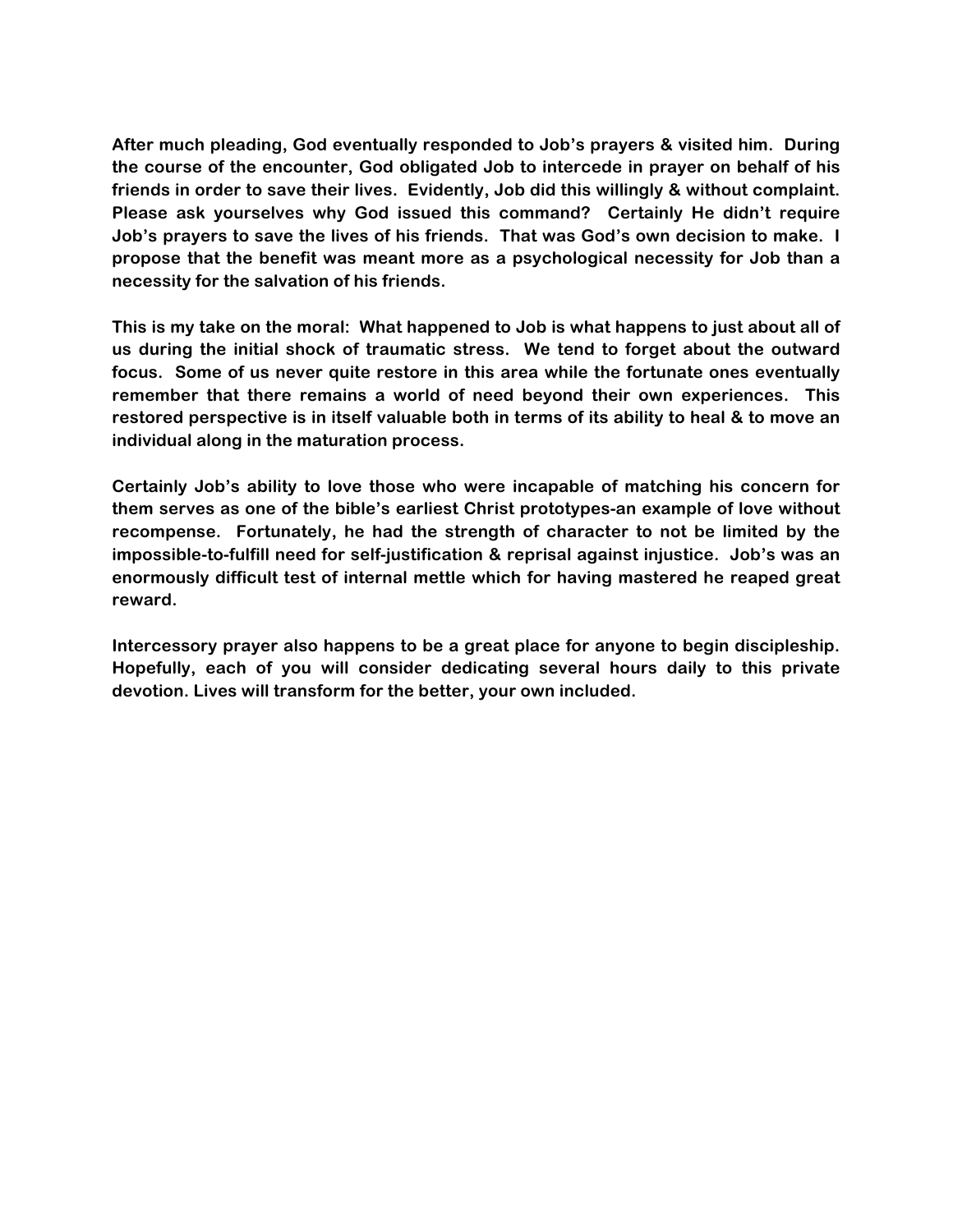**After much pleading, God eventually responded to Job's prayers & visited him. During the course of the encounter, God obligated Job to intercede in prayer on behalf of his friends in order to save their lives. Evidently, Job did this willingly & without complaint. Please ask yourselves why God issued this command? Certainly He didn't require Job's prayers to save the lives of his friends. That was God's own decision to make. I propose that the benefit was meant more as a psychological necessity for Job than a necessity for the salvation of his friends.**

**This is my take on the moral: What happened to Job is what happens to just about all of us during the initial shock of traumatic stress. We tend to forget about the outward focus. Some of us never quite restore in this area while the fortunate ones eventually remember that there remains a world of need beyond their own experiences. This restored perspective is in itself valuable both in terms of its ability to heal & to move an individual along in the maturation process.**

**Certainly Job's ability to love those who were incapable of matching his concern for them serves as one of the bible's earliest Christ prototypes-an example of love without recompense. Fortunately, he had the strength of character to not be limited by the impossible-to-fulfill need for self-justification & reprisal against injustice. Job's was an enormously difficult test of internal mettle which for having mastered he reaped great reward.**

**Intercessory prayer also happens to be a great place for anyone to begin discipleship. Hopefully, each of you will consider dedicating several hours daily to this private devotion. Lives will transform for the better, your own included.**